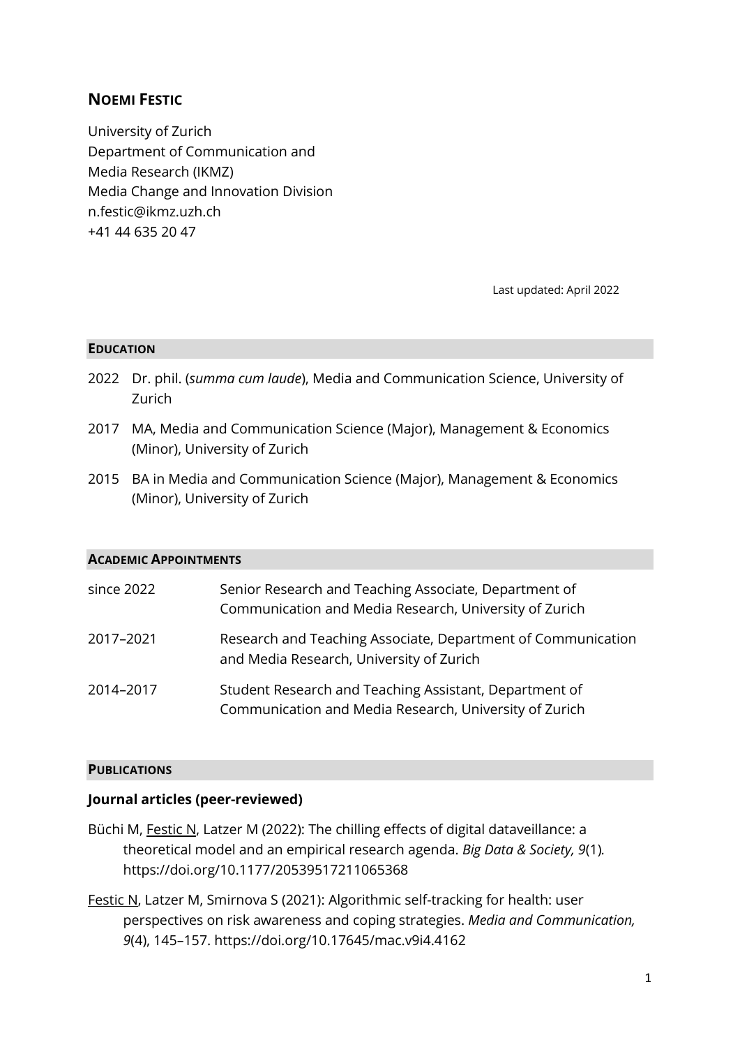# NOEMI FESTIC

University of Zurich
Department of Communication and
Media Research (IKMZ)
Media Change and Innovation Division
n.festic@ikmz.uzh.ch
+41 44 635 20 47

Last updated: April 2022

## EDUCATION

2022 Dr. phil. (*summa cum laude*), Media and Communication Science, University of Zurich

2017 MA, Media and Communication Science (Major), Management & Economics (Minor), University of Zurich

2015 BA in Media and Communication Science (Major), Management & Economics (Minor), University of Zurich

## ACADEMIC APPOINTMENTS

| | |
|---|---|
| since 2022 | Senior Research and Teaching Associate, Department of Communication and Media Research, University of Zurich |
| 2017–2021 | Research and Teaching Associate, Department of Communication and Media Research, University of Zurich |
| 2014–2017 | Student Research and Teaching Assistant, Department of Communication and Media Research, University of Zurich |

## PUBLICATIONS

### Journal articles (peer-reviewed)

Büchi M, Festic N, Latzer M (2022): The chilling effects of digital dataveillance: a theoretical model and an empirical research agenda. *Big Data & Society, 9*(1). https://doi.org/10.1177/20539517211065368

Festic N, Latzer M, Smirnova S (2021): Algorithmic self-tracking for health: user perspectives on risk awareness and coping strategies. *Media and Communication, 9*(4), 145–157. https://doi.org/10.17645/mac.v9i4.4162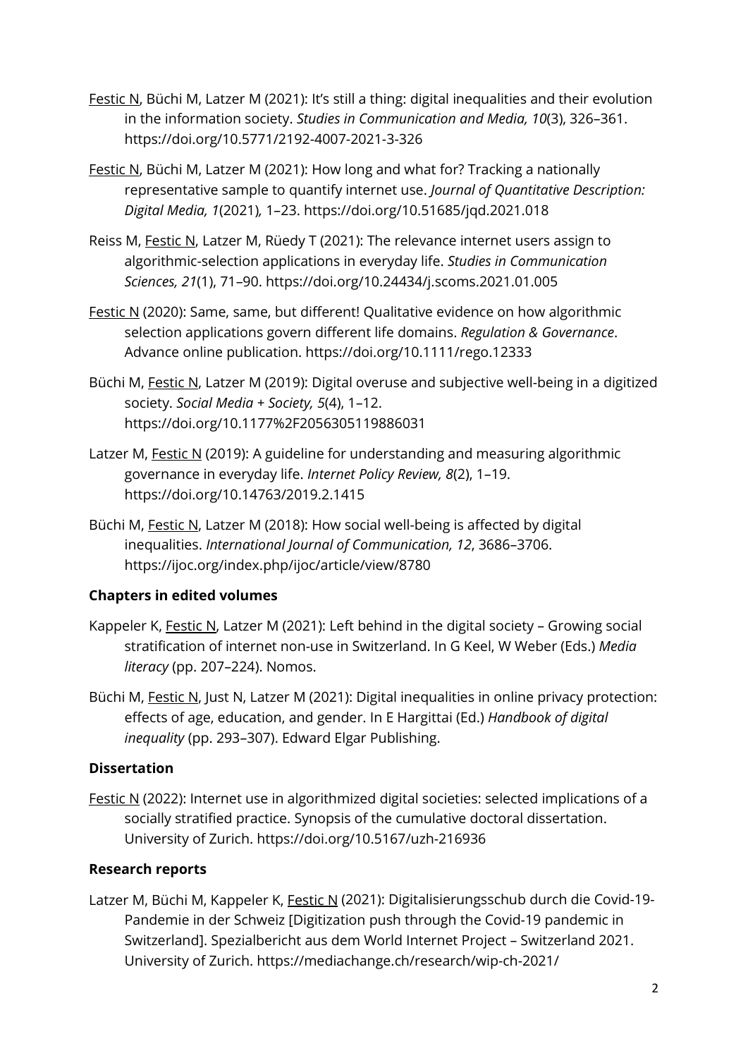Festic N, Büchi M, Latzer M (2021): It's still a thing: digital inequalities and their evolution in the information society. *Studies in Communication and Media, 10*(3), 326–361. https://doi.org/10.5771/2192-4007-2021-3-326

Festic N, Büchi M, Latzer M (2021): How long and what for? Tracking a nationally representative sample to quantify internet use. *Journal of Quantitative Description: Digital Media, 1*(2021)*,* 1–23. https://doi.org/10.51685/jqd.2021.018

Reiss M, Festic N, Latzer M, Rüedy T (2021): The relevance internet users assign to algorithmic-selection applications in everyday life. *Studies in Communication Sciences, 21*(1), 71–90. https://doi.org/10.24434/j.scoms.2021.01.005

Festic N (2020): Same, same, but different! Qualitative evidence on how algorithmic selection applications govern different life domains. *Regulation & Governance*. Advance online publication. https://doi.org/10.1111/rego.12333

Büchi M, Festic N, Latzer M (2019): Digital overuse and subjective well-being in a digitized society. *Social Media + Society, 5*(4), 1–12. https://doi.org/10.1177%2F2056305119886031

Latzer M, Festic N (2019): A guideline for understanding and measuring algorithmic governance in everyday life. *Internet Policy Review, 8*(2), 1–19. https://doi.org/10.14763/2019.2.1415

Büchi M, Festic N, Latzer M (2018): How social well-being is affected by digital inequalities. *International Journal of Communication, 12*, 3686–3706. https://ijoc.org/index.php/ijoc/article/view/8780

**Chapters in edited volumes**

Kappeler K, Festic N, Latzer M (2021): Left behind in the digital society – Growing social stratification of internet non-use in Switzerland. In G Keel, W Weber (Eds.) *Media literacy* (pp. 207–224). Nomos.

Büchi M, Festic N, Just N, Latzer M (2021): Digital inequalities in online privacy protection: effects of age, education, and gender. In E Hargittai (Ed.) *Handbook of digital inequality* (pp. 293–307). Edward Elgar Publishing.

**Dissertation**

Festic N (2022): Internet use in algorithmized digital societies: selected implications of a socially stratified practice. Synopsis of the cumulative doctoral dissertation. University of Zurich. https://doi.org/10.5167/uzh-216936

**Research reports**

Latzer M, Büchi M, Kappeler K, Festic N (2021): Digitalisierungsschub durch die Covid-19-Pandemie in der Schweiz [Digitization push through the Covid-19 pandemic in Switzerland]. Spezialbericht aus dem World Internet Project – Switzerland 2021. University of Zurich. https://mediachange.ch/research/wip-ch-2021/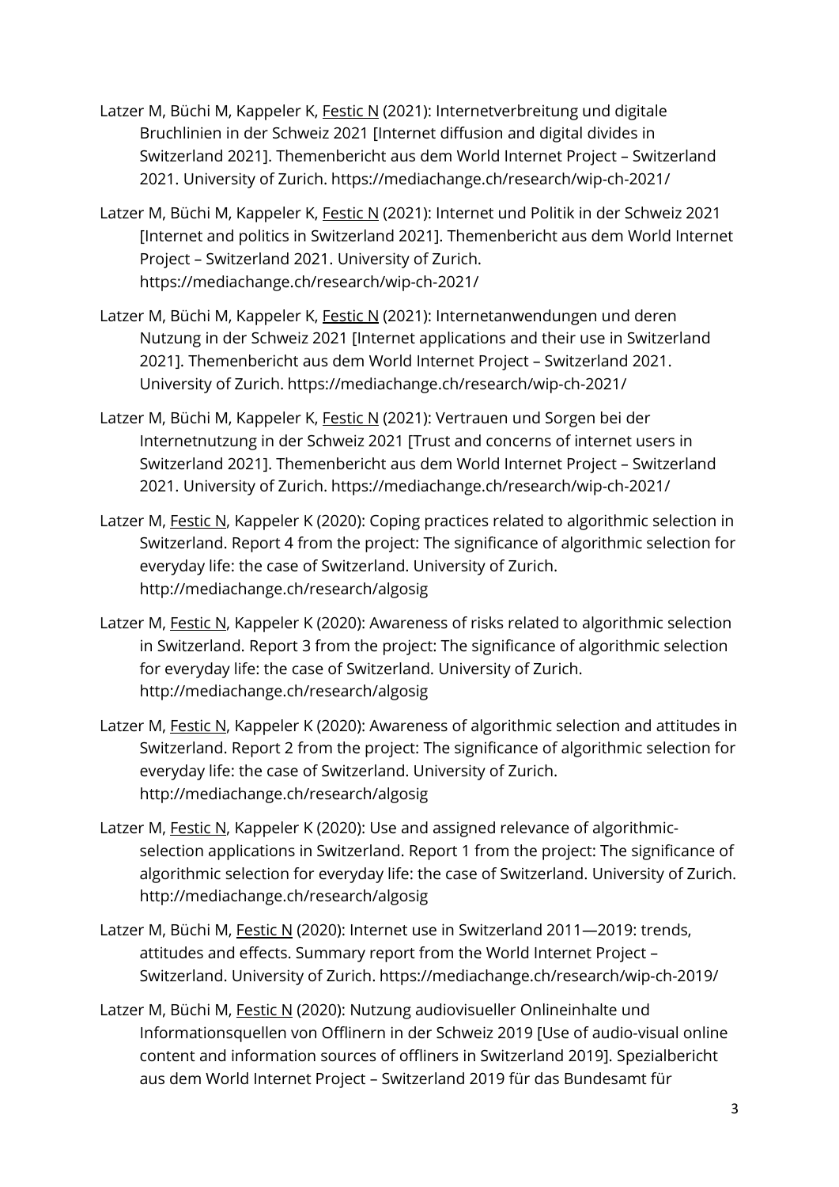Latzer M, Büchi M, Kappeler K, <u>Festic N</u> (2021): Internetverbreitung und digitale Bruchlinien in der Schweiz 2021 [Internet diffusion and digital divides in Switzerland 2021]. Themenbericht aus dem World Internet Project – Switzerland 2021. University of Zurich. https://mediachange.ch/research/wip-ch-2021/

Latzer M, Büchi M, Kappeler K, <u>Festic N</u> (2021): Internet und Politik in der Schweiz 2021 [Internet and politics in Switzerland 2021]. Themenbericht aus dem World Internet Project – Switzerland 2021. University of Zurich. https://mediachange.ch/research/wip-ch-2021/

Latzer M, Büchi M, Kappeler K, <u>Festic N</u> (2021): Internetanwendungen und deren Nutzung in der Schweiz 2021 [Internet applications and their use in Switzerland 2021]. Themenbericht aus dem World Internet Project – Switzerland 2021. University of Zurich. https://mediachange.ch/research/wip-ch-2021/

Latzer M, Büchi M, Kappeler K, <u>Festic N</u> (2021): Vertrauen und Sorgen bei der Internetnutzung in der Schweiz 2021 [Trust and concerns of internet users in Switzerland 2021]. Themenbericht aus dem World Internet Project – Switzerland 2021. University of Zurich. https://mediachange.ch/research/wip-ch-2021/

Latzer M, <u>Festic N</u>, Kappeler K (2020): Coping practices related to algorithmic selection in Switzerland. Report 4 from the project: The significance of algorithmic selection for everyday life: the case of Switzerland. University of Zurich. http://mediachange.ch/research/algosig

Latzer M, <u>Festic N</u>, Kappeler K (2020): Awareness of risks related to algorithmic selection in Switzerland. Report 3 from the project: The significance of algorithmic selection for everyday life: the case of Switzerland. University of Zurich. http://mediachange.ch/research/algosig

Latzer M, <u>Festic N</u>, Kappeler K (2020): Awareness of algorithmic selection and attitudes in Switzerland. Report 2 from the project: The significance of algorithmic selection for everyday life: the case of Switzerland. University of Zurich. http://mediachange.ch/research/algosig

Latzer M, <u>Festic N</u>, Kappeler K (2020): Use and assigned relevance of algorithmic-selection applications in Switzerland. Report 1 from the project: The significance of algorithmic selection for everyday life: the case of Switzerland. University of Zurich. http://mediachange.ch/research/algosig

Latzer M, Büchi M, <u>Festic N</u> (2020): Internet use in Switzerland 2011—2019: trends, attitudes and effects. Summary report from the World Internet Project – Switzerland. University of Zurich. https://mediachange.ch/research/wip-ch-2019/

Latzer M, Büchi M, <u>Festic N</u> (2020): Nutzung audiovisueller Onlineinhalte und Informationsquellen von Offlinern in der Schweiz 2019 [Use of audio-visual online content and information sources of offliners in Switzerland 2019]. Spezialbericht aus dem World Internet Project – Switzerland 2019 für das Bundesamt für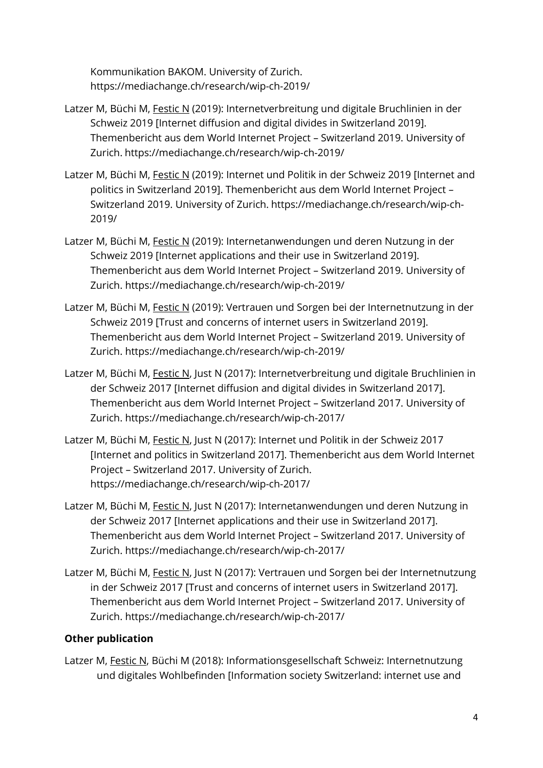Kommunikation BAKOM. University of Zurich. https://mediachange.ch/research/wip-ch-2019/

Latzer M, Büchi M, <u>Festic N</u> (2019): Internetverbreitung und digitale Bruchlinien in der Schweiz 2019 [Internet diffusion and digital divides in Switzerland 2019]. Themenbericht aus dem World Internet Project – Switzerland 2019. University of Zurich. https://mediachange.ch/research/wip-ch-2019/

Latzer M, Büchi M, <u>Festic N</u> (2019): Internet und Politik in der Schweiz 2019 [Internet and politics in Switzerland 2019]. Themenbericht aus dem World Internet Project – Switzerland 2019. University of Zurich. https://mediachange.ch/research/wip-ch-2019/

Latzer M, Büchi M, <u>Festic N</u> (2019): Internetanwendungen und deren Nutzung in der Schweiz 2019 [Internet applications and their use in Switzerland 2019]. Themenbericht aus dem World Internet Project – Switzerland 2019. University of Zurich. https://mediachange.ch/research/wip-ch-2019/

Latzer M, Büchi M, <u>Festic N</u> (2019): Vertrauen und Sorgen bei der Internetnutzung in der Schweiz 2019 [Trust and concerns of internet users in Switzerland 2019]. Themenbericht aus dem World Internet Project – Switzerland 2019. University of Zurich. https://mediachange.ch/research/wip-ch-2019/

Latzer M, Büchi M, <u>Festic N</u>, Just N (2017): Internetverbreitung und digitale Bruchlinien in der Schweiz 2017 [Internet diffusion and digital divides in Switzerland 2017]. Themenbericht aus dem World Internet Project – Switzerland 2017. University of Zurich. https://mediachange.ch/research/wip-ch-2017/

Latzer M, Büchi M, <u>Festic N</u>, Just N (2017): Internet und Politik in der Schweiz 2017 [Internet and politics in Switzerland 2017]. Themenbericht aus dem World Internet Project – Switzerland 2017. University of Zurich. https://mediachange.ch/research/wip-ch-2017/

Latzer M, Büchi M, <u>Festic N</u>, Just N (2017): Internetanwendungen und deren Nutzung in der Schweiz 2017 [Internet applications and their use in Switzerland 2017]. Themenbericht aus dem World Internet Project – Switzerland 2017. University of Zurich. https://mediachange.ch/research/wip-ch-2017/

Latzer M, Büchi M, <u>Festic N</u>, Just N (2017): Vertrauen und Sorgen bei der Internetnutzung in der Schweiz 2017 [Trust and concerns of internet users in Switzerland 2017]. Themenbericht aus dem World Internet Project – Switzerland 2017. University of Zurich. https://mediachange.ch/research/wip-ch-2017/

**Other publication**

Latzer M, <u>Festic N</u>, Büchi M (2018): Informationsgesellschaft Schweiz: Internetnutzung und digitales Wohlbefinden [Information society Switzerland: internet use and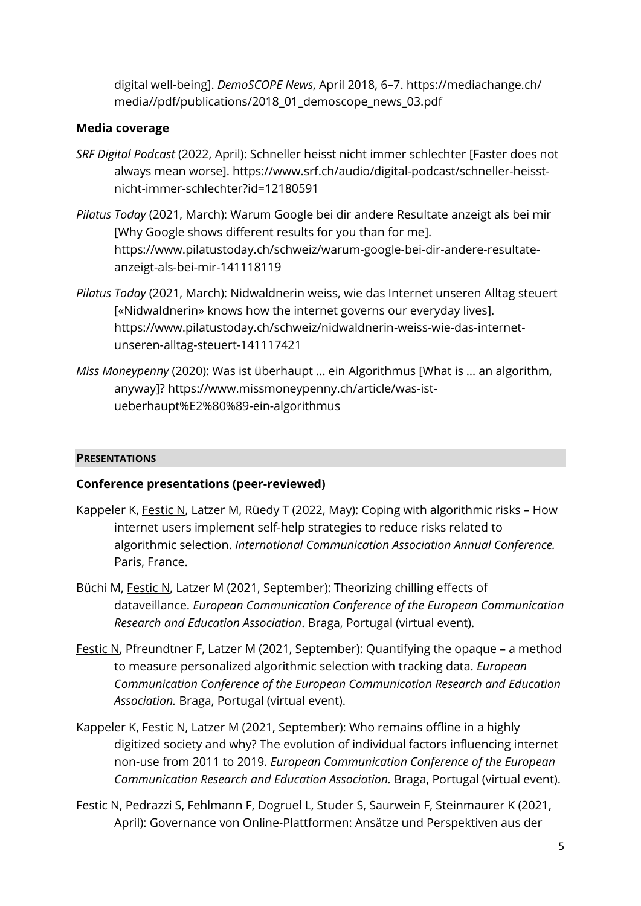digital well-being]. *DemoSCOPE News*, April 2018, 6–7. https://mediachange.ch/media//pdf/publications/2018_01_demoscope_news_03.pdf

### Media coverage

*SRF Digital Podcast* (2022, April): Schneller heisst nicht immer schlechter [Faster does not always mean worse]. https://www.srf.ch/audio/digital-podcast/schneller-heisst-nicht-immer-schlechter?id=12180591

*Pilatus Today* (2021, March): Warum Google bei dir andere Resultate anzeigt als bei mir [Why Google shows different results for you than for me]. https://www.pilatustoday.ch/schweiz/warum-google-bei-dir-andere-resultate-anzeigt-als-bei-mir-141118119

*Pilatus Today* (2021, March): Nidwaldnerin weiss, wie das Internet unseren Alltag steuert [«Nidwaldnerin» knows how the internet governs our everyday lives]. https://www.pilatustoday.ch/schweiz/nidwaldnerin-weiss-wie-das-internet-unseren-alltag-steuert-141117421

*Miss Moneypenny* (2020): Was ist überhaupt … ein Algorithmus [What is … an algorithm, anyway]? https://www.missmoneypenny.ch/article/was-ist-ueberhaupt%E2%80%89-ein-algorithmus

## PRESENTATIONS

### Conference presentations (peer-reviewed)

Kappeler K, <u>Festic N</u>, Latzer M, Rüedy T (2022, May): Coping with algorithmic risks – How internet users implement self-help strategies to reduce risks related to algorithmic selection. *International Communication Association Annual Conference.* Paris, France.

Büchi M, <u>Festic N</u>, Latzer M (2021, September): Theorizing chilling effects of dataveillance. *European Communication Conference of the European Communication Research and Education Association*. Braga, Portugal (virtual event).

<u>Festic N</u>, Pfreundtner F, Latzer M (2021, September): Quantifying the opaque – a method to measure personalized algorithmic selection with tracking data. *European Communication Conference of the European Communication Research and Education Association.* Braga, Portugal (virtual event).

Kappeler K, <u>Festic N</u>, Latzer M (2021, September): Who remains offline in a highly digitized society and why? The evolution of individual factors influencing internet non-use from 2011 to 2019. *European Communication Conference of the European Communication Research and Education Association.* Braga, Portugal (virtual event).

<u>Festic N</u>, Pedrazzi S, Fehlmann F, Dogruel L, Studer S, Saurwein F, Steinmaurer K (2021, April): Governance von Online-Plattformen: Ansätze und Perspektiven aus der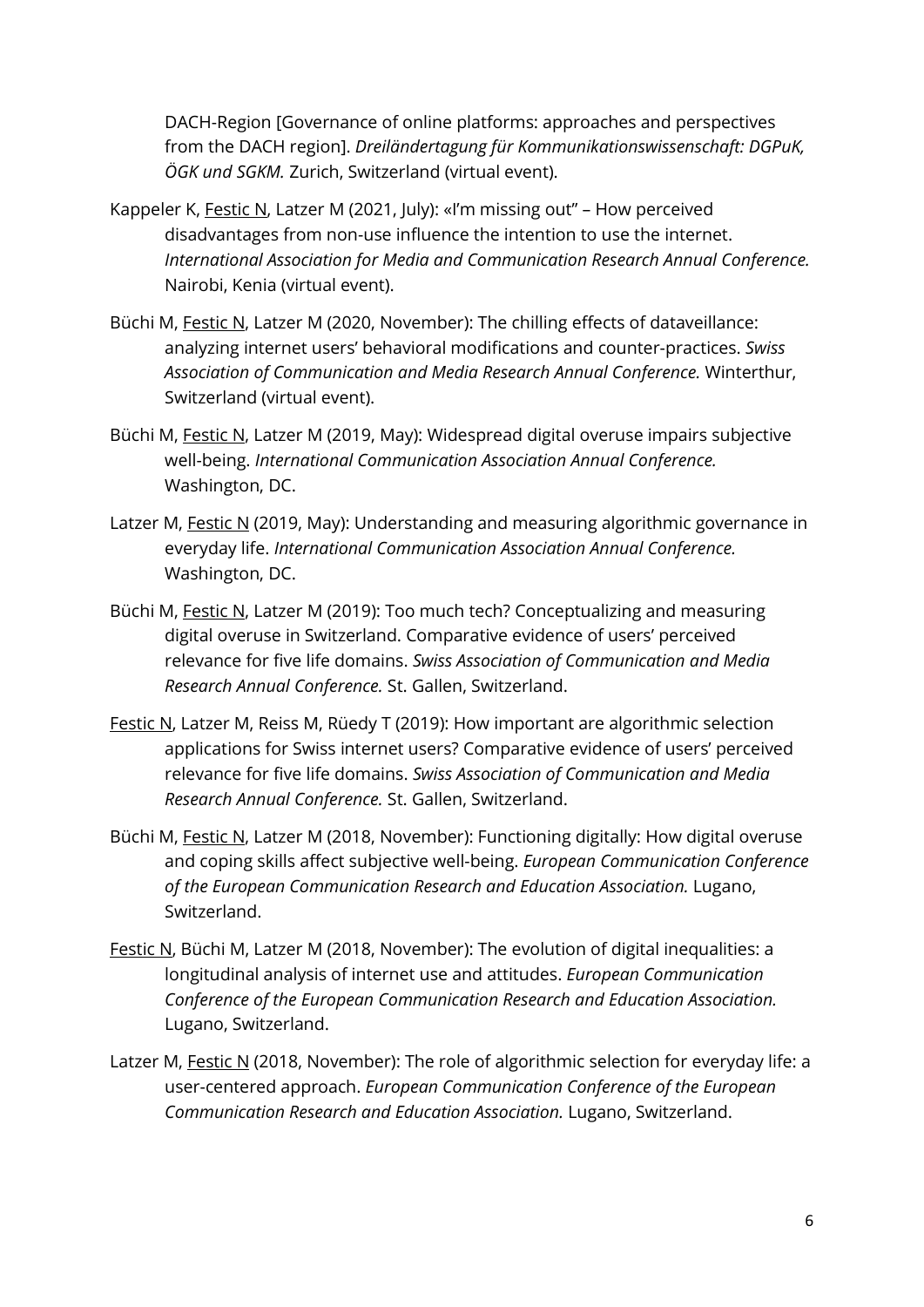DACH-Region [Governance of online platforms: approaches and perspectives from the DACH region]. *Dreiländertagung für Kommunikationswissenschaft: DGPuK, ÖGK und SGKM.* Zurich, Switzerland (virtual event).

Kappeler K, <u>Festic N</u>, Latzer M (2021, July): «I'm missing out" – How perceived disadvantages from non-use influence the intention to use the internet. *International Association for Media and Communication Research Annual Conference.* Nairobi, Kenia (virtual event).

Büchi M, <u>Festic N</u>, Latzer M (2020, November): The chilling effects of dataveillance: analyzing internet users' behavioral modifications and counter-practices. *Swiss Association of Communication and Media Research Annual Conference.* Winterthur, Switzerland (virtual event).

Büchi M, <u>Festic N</u>, Latzer M (2019, May): Widespread digital overuse impairs subjective well-being. *International Communication Association Annual Conference.* Washington, DC.

Latzer M, <u>Festic N</u> (2019, May): Understanding and measuring algorithmic governance in everyday life. *International Communication Association Annual Conference.* Washington, DC.

Büchi M, <u>Festic N</u>, Latzer M (2019): Too much tech? Conceptualizing and measuring digital overuse in Switzerland. Comparative evidence of users' perceived relevance for five life domains. *Swiss Association of Communication and Media Research Annual Conference.* St. Gallen, Switzerland.

<u>Festic N</u>, Latzer M, Reiss M, Rüedy T (2019): How important are algorithmic selection applications for Swiss internet users? Comparative evidence of users' perceived relevance for five life domains. *Swiss Association of Communication and Media Research Annual Conference.* St. Gallen, Switzerland.

Büchi M, <u>Festic N</u>, Latzer M (2018, November): Functioning digitally: How digital overuse and coping skills affect subjective well-being. *European Communication Conference of the European Communication Research and Education Association.* Lugano, Switzerland.

<u>Festic N</u>, Büchi M, Latzer M (2018, November): The evolution of digital inequalities: a longitudinal analysis of internet use and attitudes. *European Communication Conference of the European Communication Research and Education Association.* Lugano, Switzerland.

Latzer M, <u>Festic N</u> (2018, November): The role of algorithmic selection for everyday life: a user-centered approach. *European Communication Conference of the European Communication Research and Education Association.* Lugano, Switzerland.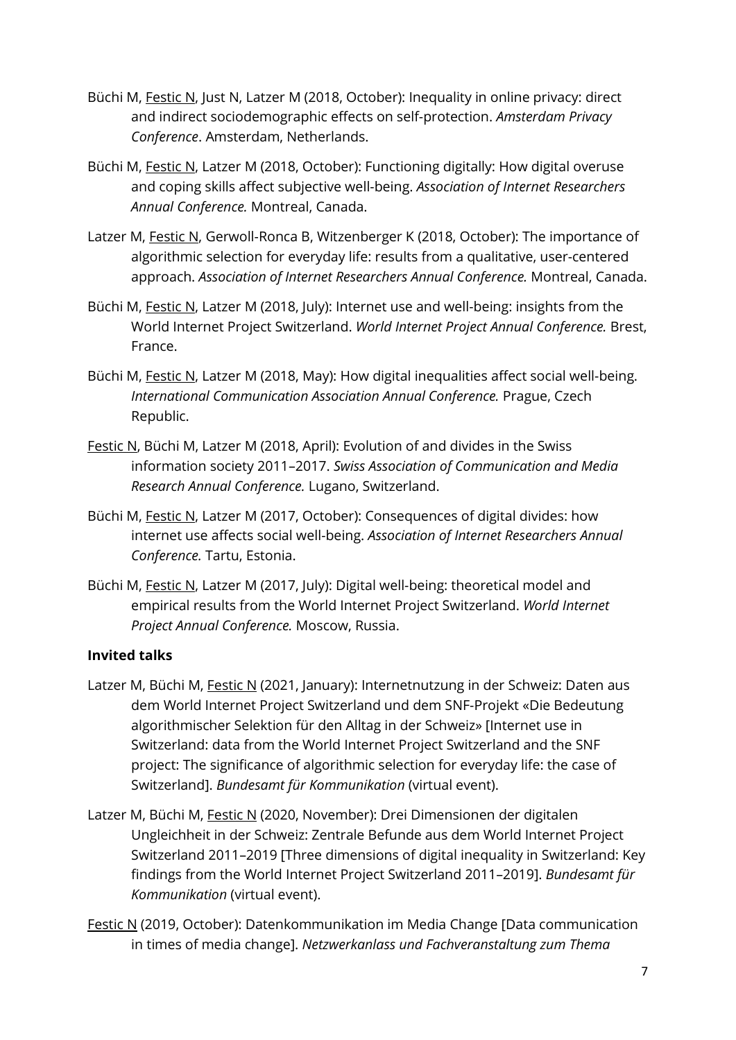Büchi M, Festic N, Just N, Latzer M (2018, October): Inequality in online privacy: direct and indirect sociodemographic effects on self-protection. *Amsterdam Privacy Conference*. Amsterdam, Netherlands.

Büchi M, Festic N, Latzer M (2018, October): Functioning digitally: How digital overuse and coping skills affect subjective well-being. *Association of Internet Researchers Annual Conference.* Montreal, Canada.

Latzer M, Festic N, Gerwoll-Ronca B, Witzenberger K (2018, October): The importance of algorithmic selection for everyday life: results from a qualitative, user-centered approach. *Association of Internet Researchers Annual Conference.* Montreal, Canada.

Büchi M, Festic N, Latzer M (2018, July): Internet use and well-being: insights from the World Internet Project Switzerland. *World Internet Project Annual Conference.* Brest, France.

Büchi M, Festic N, Latzer M (2018, May): How digital inequalities affect social well-being. *International Communication Association Annual Conference.* Prague, Czech Republic.

Festic N, Büchi M, Latzer M (2018, April): Evolution of and divides in the Swiss information society 2011–2017. *Swiss Association of Communication and Media Research Annual Conference.* Lugano, Switzerland.

Büchi M, Festic N, Latzer M (2017, October): Consequences of digital divides: how internet use affects social well-being. *Association of Internet Researchers Annual Conference.* Tartu, Estonia.

Büchi M, Festic N, Latzer M (2017, July): Digital well-being: theoretical model and empirical results from the World Internet Project Switzerland. *World Internet Project Annual Conference.* Moscow, Russia.

**Invited talks**

Latzer M, Büchi M, Festic N (2021, January): Internetnutzung in der Schweiz: Daten aus dem World Internet Project Switzerland und dem SNF-Projekt «Die Bedeutung algorithmischer Selektion für den Alltag in der Schweiz» [Internet use in Switzerland: data from the World Internet Project Switzerland and the SNF project: The significance of algorithmic selection for everyday life: the case of Switzerland]. *Bundesamt für Kommunikation* (virtual event).

Latzer M, Büchi M, Festic N (2020, November): Drei Dimensionen der digitalen Ungleichheit in der Schweiz: Zentrale Befunde aus dem World Internet Project Switzerland 2011–2019 [Three dimensions of digital inequality in Switzerland: Key findings from the World Internet Project Switzerland 2011–2019]. *Bundesamt für Kommunikation* (virtual event).

Festic N (2019, October): Datenkommunikation im Media Change [Data communication in times of media change]. *Netzwerkanlass und Fachveranstaltung zum Thema*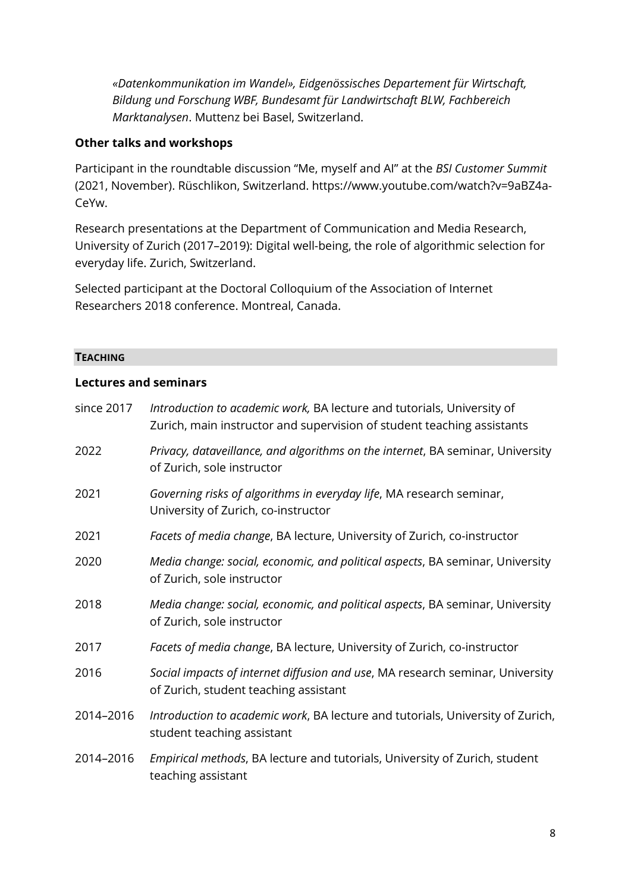*«Datenkommunikation im Wandel», Eidgenössisches Departement für Wirtschaft, Bildung und Forschung WBF, Bundesamt für Landwirtschaft BLW, Fachbereich Marktanalysen*. Muttenz bei Basel, Switzerland.

### Other talks and workshops

Participant in the roundtable discussion "Me, myself and AI" at the *BSI Customer Summit* (2021, November). Rüschlikon, Switzerland. https://www.youtube.com/watch?v=9aBZ4a-CeYw.

Research presentations at the Department of Communication and Media Research, University of Zurich (2017–2019): Digital well-being, the role of algorithmic selection for everyday life. Zurich, Switzerland.

Selected participant at the Doctoral Colloquium of the Association of Internet Researchers 2018 conference. Montreal, Canada.

## TEACHING

### Lectures and seminars

| | |
|---|---|
| since 2017 | *Introduction to academic work,* BA lecture and tutorials, University of Zurich, main instructor and supervision of student teaching assistants |
| 2022 | *Privacy, dataveillance, and algorithms on the internet*, BA seminar, University of Zurich, sole instructor |
| 2021 | *Governing risks of algorithms in everyday life*, MA research seminar, University of Zurich, co-instructor |
| 2021 | *Facets of media change*, BA lecture, University of Zurich, co-instructor |
| 2020 | *Media change: social, economic, and political aspects*, BA seminar, University of Zurich, sole instructor |
| 2018 | *Media change: social, economic, and political aspects*, BA seminar, University of Zurich, sole instructor |
| 2017 | *Facets of media change*, BA lecture, University of Zurich, co-instructor |
| 2016 | *Social impacts of internet diffusion and use*, MA research seminar, University of Zurich, student teaching assistant |
| 2014–2016 | *Introduction to academic work*, BA lecture and tutorials, University of Zurich, student teaching assistant |
| 2014–2016 | *Empirical methods*, BA lecture and tutorials, University of Zurich, student teaching assistant |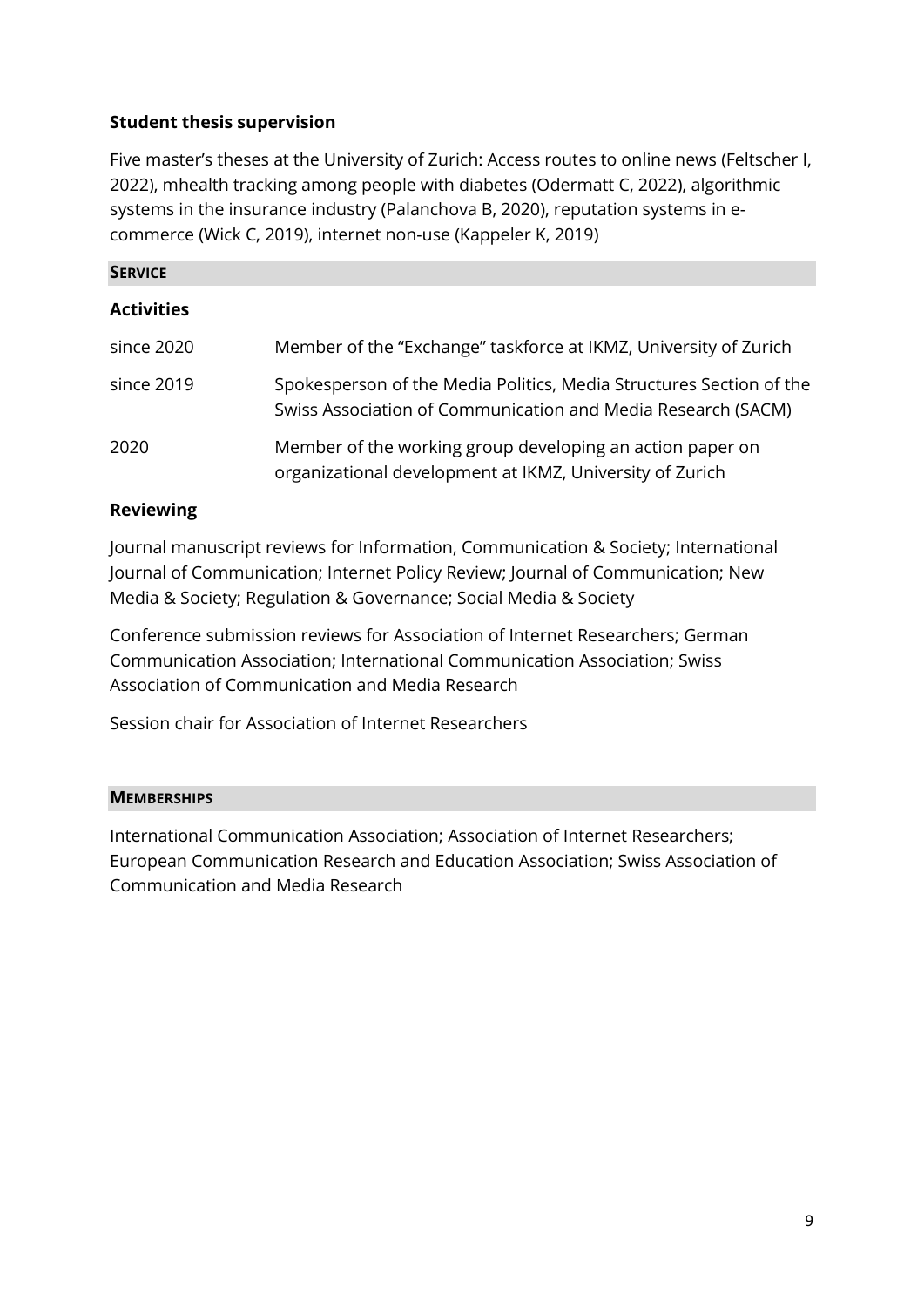### Student thesis supervision

Five master's theses at the University of Zurich: Access routes to online news (Feltscher I, 2022), mhealth tracking among people with diabetes (Odermatt C, 2022), algorithmic systems in the insurance industry (Palanchova B, 2020), reputation systems in e-commerce (Wick C, 2019), internet non-use (Kappeler K, 2019)

## SERVICE

### Activities

| | |
|---|---|
| since 2020 | Member of the "Exchange" taskforce at IKMZ, University of Zurich |
| since 2019 | Spokesperson of the Media Politics, Media Structures Section of the Swiss Association of Communication and Media Research (SACM) |
| 2020 | Member of the working group developing an action paper on organizational development at IKMZ, University of Zurich |

### Reviewing

Journal manuscript reviews for Information, Communication & Society; International Journal of Communication; Internet Policy Review; Journal of Communication; New Media & Society; Regulation & Governance; Social Media & Society

Conference submission reviews for Association of Internet Researchers; German Communication Association; International Communication Association; Swiss Association of Communication and Media Research

Session chair for Association of Internet Researchers

## MEMBERSHIPS

International Communication Association; Association of Internet Researchers; European Communication Research and Education Association; Swiss Association of Communication and Media Research